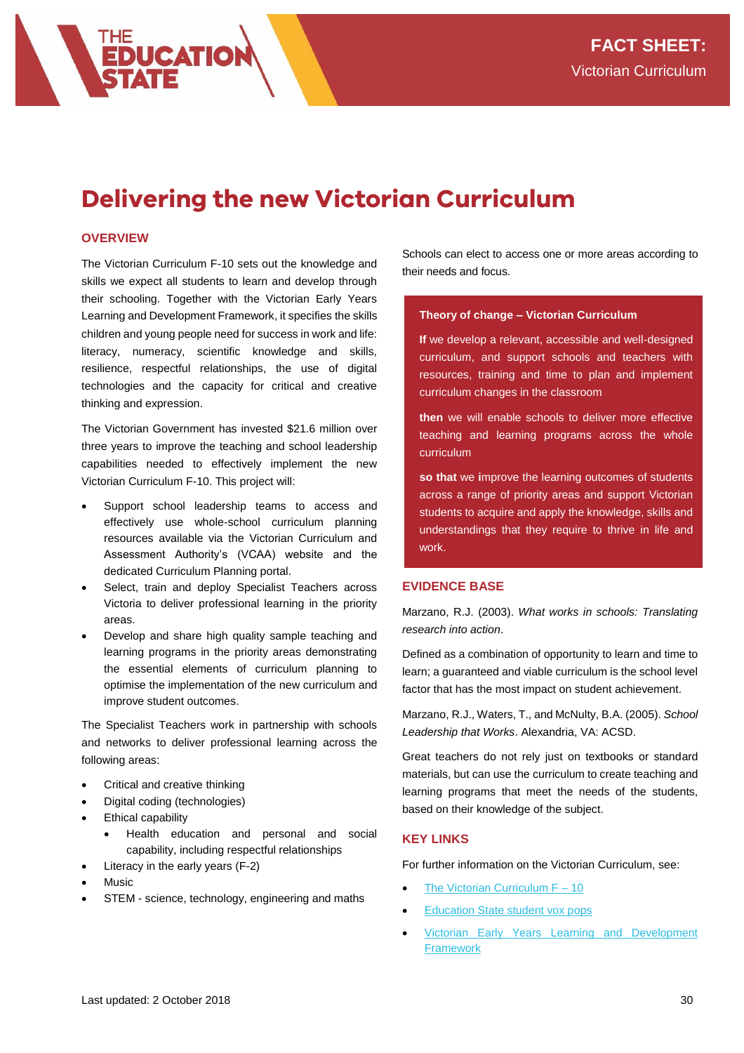**FACT SHEET:**
Victorian Curriculum

# Delivering the new Victorian Curriculum

## OVERVIEW

The Victorian Curriculum F-10 sets out the knowledge and skills we expect all students to learn and develop through their schooling. Together with the Victorian Early Years Learning and Development Framework, it specifies the skills children and young people need for success in work and life: literacy, numeracy, scientific knowledge and skills, resilience, respectful relationships, the use of digital technologies and the capacity for critical and creative thinking and expression.

The Victorian Government has invested $21.6 million over three years to improve the teaching and school leadership capabilities needed to effectively implement the new Victorian Curriculum F-10. This project will:

- Support school leadership teams to access and effectively use whole-school curriculum planning resources available via the Victorian Curriculum and Assessment Authority's (VCAA) website and the dedicated Curriculum Planning portal.
- Select, train and deploy Specialist Teachers across Victoria to deliver professional learning in the priority areas.
- Develop and share high quality sample teaching and learning programs in the priority areas demonstrating the essential elements of curriculum planning to optimise the implementation of the new curriculum and improve student outcomes.

The Specialist Teachers work in partnership with schools and networks to deliver professional learning across the following areas:

- Critical and creative thinking
- Digital coding (technologies)
- Ethical capability
  - Health education and personal and social capability, including respectful relationships
- Literacy in the early years (F-2)
- Music
- STEM - science, technology, engineering and maths

Schools can elect to access one or more areas according to their needs and focus.

**Theory of change – Victorian Curriculum**

**If** we develop a relevant, accessible and well-designed curriculum, and support schools and teachers with resources, training and time to plan and implement curriculum changes in the classroom

**then** we will enable schools to deliver more effective teaching and learning programs across the whole curriculum

**so that** we **i**mprove the learning outcomes of students across a range of priority areas and support Victorian students to acquire and apply the knowledge, skills and understandings that they require to thrive in life and work.

## EVIDENCE BASE

Marzano, R.J. (2003). *What works in schools: Translating research into action*.

Defined as a combination of opportunity to learn and time to learn; a guaranteed and viable curriculum is the school level factor that has the most impact on student achievement.

Marzano, R.J., Waters, T., and McNulty, B.A. (2005). *School Leadership that Works*. Alexandria, VA: ACSD.

Great teachers do not rely just on textbooks or standard materials, but can use the curriculum to create teaching and learning programs that meet the needs of the students, based on their knowledge of the subject.

## KEY LINKS

For further information on the Victorian Curriculum, see:

- [The Victorian Curriculum F – 10]
- [Education State student vox pops]
- [Victorian Early Years Learning and Development Framework]

Last updated: 2 October 2018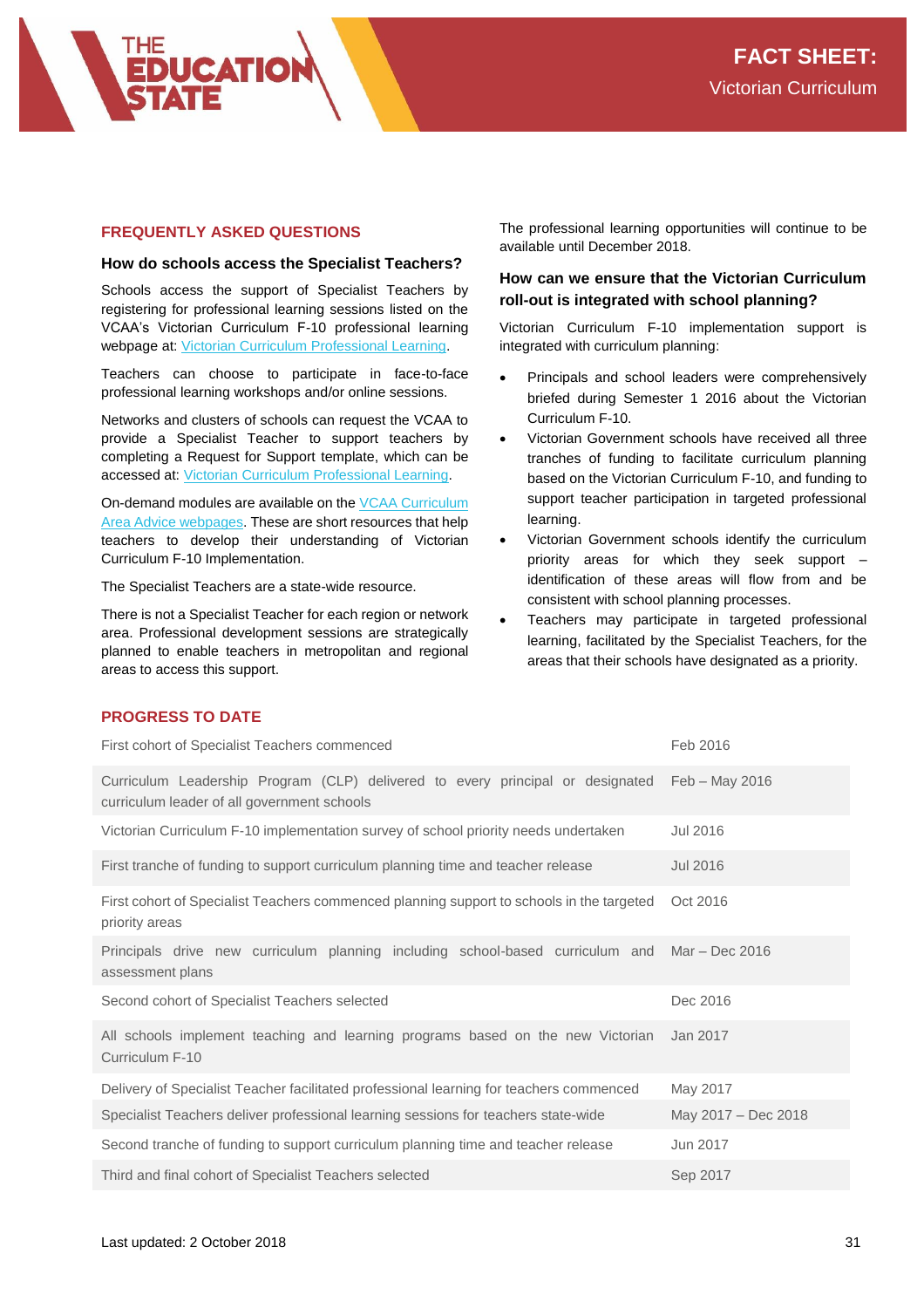## FREQUENTLY ASKED QUESTIONS

### How do schools access the Specialist Teachers?

Schools access the support of Specialist Teachers by registering for professional learning sessions listed on the VCAA's Victorian Curriculum F-10 professional learning webpage at: Victorian Curriculum Professional Learning.

Teachers can choose to participate in face-to-face professional learning workshops and/or online sessions.

Networks and clusters of schools can request the VCAA to provide a Specialist Teacher to support teachers by completing a Request for Support template, which can be accessed at: Victorian Curriculum Professional Learning.

On-demand modules are available on the VCAA Curriculum Area Advice webpages. These are short resources that help teachers to develop their understanding of Victorian Curriculum F-10 Implementation.

The Specialist Teachers are a state-wide resource.

There is not a Specialist Teacher for each region or network area. Professional development sessions are strategically planned to enable teachers in metropolitan and regional areas to access this support.

The professional learning opportunities will continue to be available until December 2018.

### How can we ensure that the Victorian Curriculum roll-out is integrated with school planning?

Victorian Curriculum F-10 implementation support is integrated with curriculum planning:

- Principals and school leaders were comprehensively briefed during Semester 1 2016 about the Victorian Curriculum F-10.
- Victorian Government schools have received all three tranches of funding to facilitate curriculum planning based on the Victorian Curriculum F-10, and funding to support teacher participation in targeted professional learning.
- Victorian Government schools identify the curriculum priority areas for which they seek support – identification of these areas will flow from and be consistent with school planning processes.
- Teachers may participate in targeted professional learning, facilitated by the Specialist Teachers, for the areas that their schools have designated as a priority.

## PROGRESS TO DATE

| Milestone | Date |
|---|---|
| First cohort of Specialist Teachers commenced | Feb 2016 |
| Curriculum Leadership Program (CLP) delivered to every principal or designated curriculum leader of all government schools | Feb – May 2016 |
| Victorian Curriculum F-10 implementation survey of school priority needs undertaken | Jul 2016 |
| First tranche of funding to support curriculum planning time and teacher release | Jul 2016 |
| First cohort of Specialist Teachers commenced planning support to schools in the targeted priority areas | Oct 2016 |
| Principals drive new curriculum planning including school-based curriculum and assessment plans | Mar – Dec 2016 |
| Second cohort of Specialist Teachers selected | Dec 2016 |
| All schools implement teaching and learning programs based on the new Victorian Curriculum F-10 | Jan 2017 |
| Delivery of Specialist Teacher facilitated professional learning for teachers commenced | May 2017 |
| Specialist Teachers deliver professional learning sessions for teachers state-wide | May 2017 – Dec 2018 |
| Second tranche of funding to support curriculum planning time and teacher release | Jun 2017 |
| Third and final cohort of Specialist Teachers selected | Sep 2017 |

Last updated: 2 October 2018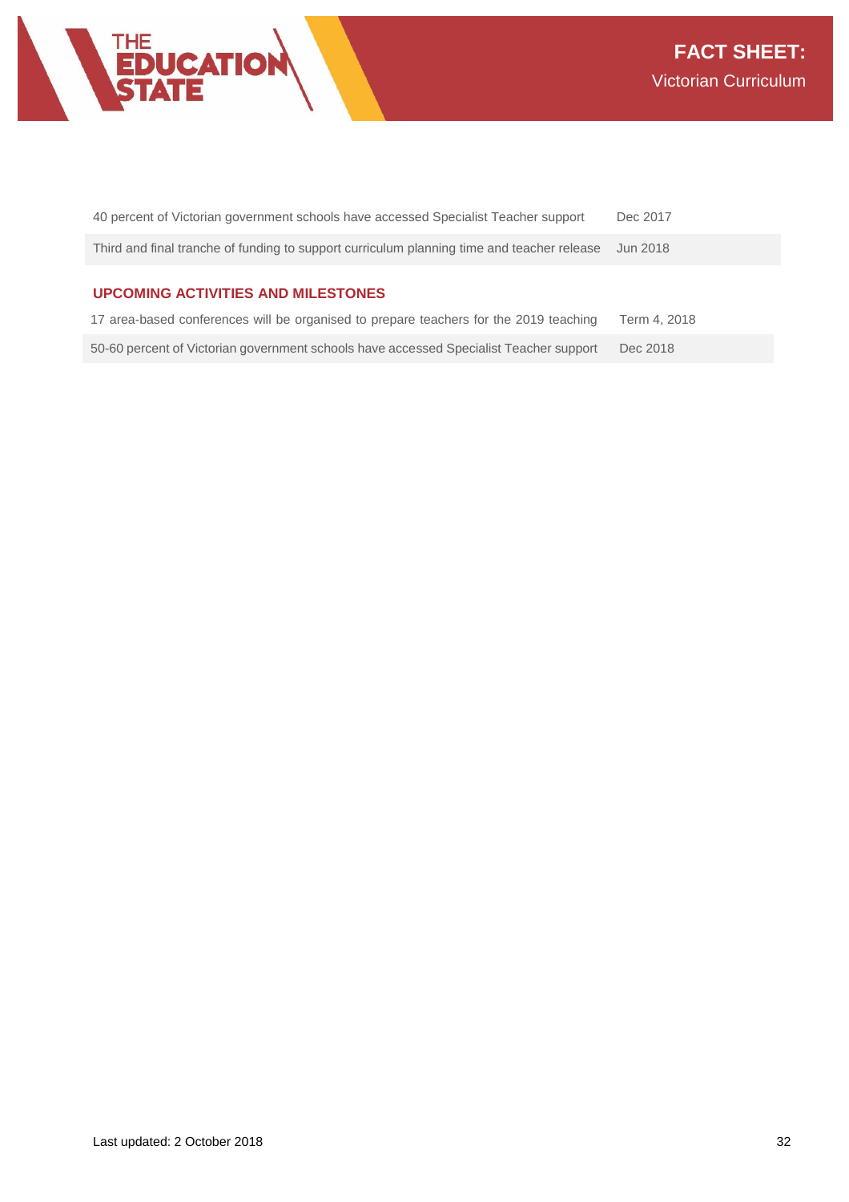| | |
|---|---|
| 40 percent of Victorian government schools have accessed Specialist Teacher support | Dec 2017 |
| Third and final tranche of funding to support curriculum planning time and teacher release | Jun 2018 |

### UPCOMING ACTIVITIES AND MILESTONES

| | |
|---|---|
| 17 area-based conferences will be organised to prepare teachers for the 2019 teaching | Term 4, 2018 |
| 50-60 percent of Victorian government schools have accessed Specialist Teacher support | Dec 2018 |

Last updated: 2 October 2018